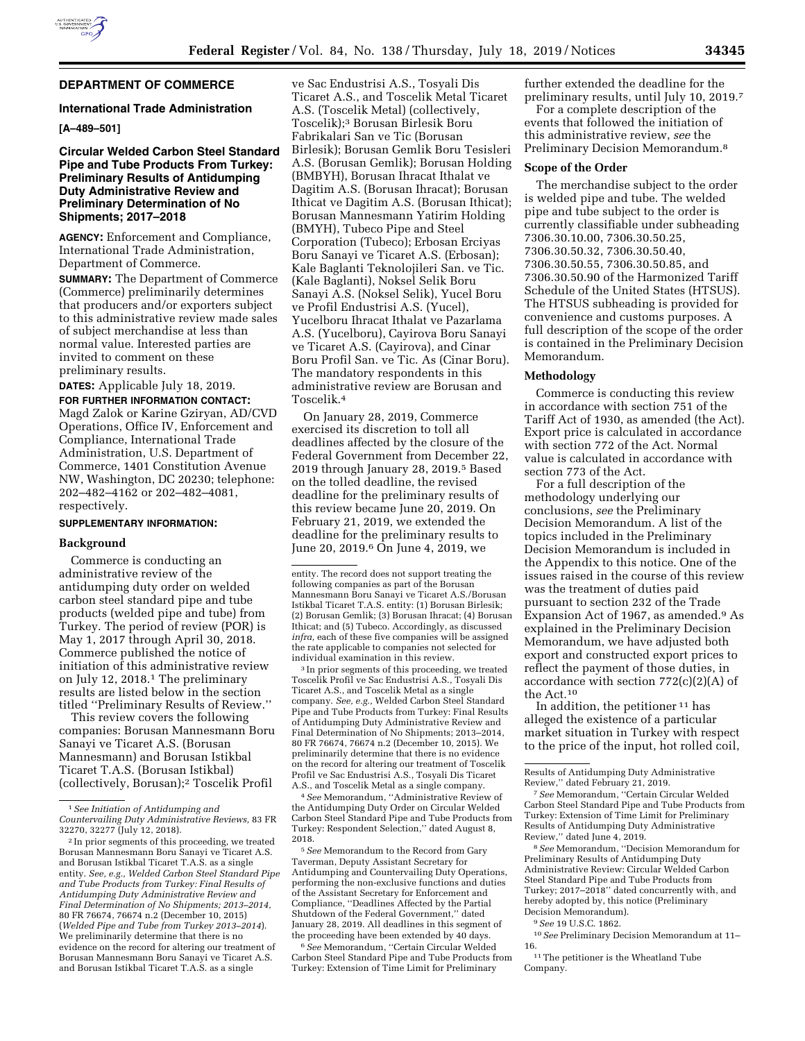## DEPARTMENT OF COMMERCE

### International Trade Administration

**[A–489–501]**

### Circular Welded Carbon Steel Standard Pipe and Tube Products From Turkey: Preliminary Results of Antidumping Duty Administrative Review and Preliminary Determination of No Shipments; 2017–2018

**AGENCY:** Enforcement and Compliance, International Trade Administration, Department of Commerce.

**SUMMARY:** The Department of Commerce (Commerce) preliminarily determines that producers and/or exporters subject to this administrative review made sales of subject merchandise at less than normal value. Interested parties are invited to comment on these preliminary results.

**DATES:** Applicable July 18, 2019.

**FOR FURTHER INFORMATION CONTACT:** Magd Zalok or Karine Gziryan, AD/CVD Operations, Office IV, Enforcement and Compliance, International Trade Administration, U.S. Department of Commerce, 1401 Constitution Avenue NW, Washington, DC 20230; telephone: 202–482–4162 or 202–482–4081, respectively.

**SUPPLEMENTARY INFORMATION:**

#### Background

Commerce is conducting an administrative review of the antidumping duty order on welded carbon steel standard pipe and tube products (welded pipe and tube) from Turkey. The period of review (POR) is May 1, 2017 through April 30, 2018. Commerce published the notice of initiation of this administrative review on July 12, 2018.[1] The preliminary results are listed below in the section titled ''Preliminary Results of Review.''

This review covers the following companies: Borusan Mannesmann Boru Sanayi ve Ticaret A.S. (Borusan Mannesmann) and Borusan Istikbal Ticaret T.A.S. (Borusan Istikbal) (collectively, Borusan);[2] Toscelik Profil ve Sac Endustrisi A.S., Tosyali Dis Ticaret A.S., and Toscelik Metal Ticaret A.S. (Toscelik Metal) (collectively, Toscelik);[3] Borusan Birlesik Boru Fabrikalari San ve Tic (Borusan Birlesik); Borusan Gemlik Boru Tesisleri A.S. (Borusan Gemlik); Borusan Holding (BMBYH), Borusan Ihracat Ithalat ve Dagitim A.S. (Borusan Ihracat); Borusan Ithicat ve Dagitim A.S. (Borusan Ithicat); Borusan Mannesmann Yatirim Holding (BMYH), Tubeco Pipe and Steel Corporation (Tubeco); Erbosan Erciyas Boru Sanayi ve Ticaret A.S. (Erbosan); Kale Baglanti Teknolojileri San. ve Tic. (Kale Baglanti), Noksel Selik Boru Sanayi A.S. (Noksel Selik), Yucel Boru ve Profil Endustrisi A.S. (Yucel), Yucelboru Ihracat Ithalat ve Pazarlama A.S. (Yucelboru), Cayirova Boru Sanayi ve Ticaret A.S. (Cayirova), and Cinar Boru Profil San. ve Tic. As (Cinar Boru). The mandatory respondents in this administrative review are Borusan and Toscelik.[4]

On January 28, 2019, Commerce exercised its discretion to toll all deadlines affected by the closure of the Federal Government from December 22, 2019 through January 28, 2019.[5] Based on the tolled deadline, the revised deadline for the preliminary results of this review became June 20, 2019. On February 21, 2019, we extended the deadline for the preliminary results to June 20, 2019.[6] On June 4, 2019, we further extended the deadline for the preliminary results, until July 10, 2019.[7]

For a complete description of the events that followed the initiation of this administrative review, *see* the Preliminary Decision Memorandum.[8]

#### Scope of the Order

The merchandise subject to the order is welded pipe and tube. The welded pipe and tube subject to the order is currently classifiable under subheading 7306.30.10.00, 7306.30.50.25, 7306.30.50.32, 7306.30.50.40, 7306.30.50.55, 7306.30.50.85, and 7306.30.50.90 of the Harmonized Tariff Schedule of the United States (HTSUS). The HTSUS subheading is provided for convenience and customs purposes. A full description of the scope of the order is contained in the Preliminary Decision Memorandum.

#### Methodology

Commerce is conducting this review in accordance with section 751 of the Tariff Act of 1930, as amended (the Act). Export price is calculated in accordance with section 772 of the Act. Normal value is calculated in accordance with section 773 of the Act.

For a full description of the methodology underlying our conclusions, *see* the Preliminary Decision Memorandum. A list of the topics included in the Preliminary Decision Memorandum is included in the Appendix to this notice. One of the issues raised in the course of this review was the treatment of duties paid pursuant to section 232 of the Trade Expansion Act of 1967, as amended.[9] As explained in the Preliminary Decision Memorandum, we have adjusted both export and constructed export prices to reflect the payment of those duties, in accordance with section 772(c)(2)(A) of the Act.[10]

In addition, the petitioner[11] has alleged the existence of a particular market situation in Turkey with respect to the price of the input, hot rolled coil,

---

[1] *See Initiation of Antidumping and Countervailing Duty Administrative Reviews,* 83 FR 32270, 32277 (July 12, 2018).

[2] In prior segments of this proceeding, we treated Borusan Mannesmann Boru Sanayi ve Ticaret A.S. and Borusan Istikbal Ticaret T.A.S. as a single entity. *See, e.g., Welded Carbon Steel Standard Pipe and Tube Products from Turkey: Final Results of Antidumping Duty Administrative Review and Final Determination of No Shipments; 2013–2014,* 80 FR 76674, 76674 n.2 (December 10, 2015) (*Welded Pipe and Tube from Turkey 2013–2014*). We preliminarily determine that there is no evidence on the record for altering our treatment of Borusan Mannesmann Boru Sanayi ve Ticaret A.S. and Borusan Istikbal Ticaret T.A.S. as a single entity. The record does not support treating the following companies as part of the Borusan Mannesmann Boru Sanayi ve Ticaret A.S./Borusan Istikbal Ticaret T.A.S. entity: (1) Borusan Birlesik; (2) Borusan Gemlik; (3) Borusan Ihracat; (4) Borusan Ithicat; and (5) Tubeco. Accordingly, as discussed *infra,* each of these five companies will be assigned the rate applicable to companies not selected for individual examination in this review.

[3] In prior segments of this proceeding, we treated Toscelik Profil ve Sac Endustrisi A.S., Tosyali Dis Ticaret A.S., and Toscelik Metal as a single company. *See, e.g.,* Welded Carbon Steel Standard Pipe and Tube Products from Turkey: Final Results of Antidumping Duty Administrative Review and Final Determination of No Shipments; 2013–2014, 80 FR 76674, 76674 n.2 (December 10, 2015). We preliminarily determine that there is no evidence on the record for altering our treatment of Toscelik Profil ve Sac Endustrisi A.S., Tosyali Dis Ticaret A.S., and Toscelik Metal as a single company.

[4] *See* Memorandum, ''Administrative Review of the Antidumping Duty Order on Circular Welded Carbon Steel Standard Pipe and Tube Products from Turkey: Respondent Selection,'' dated August 8, 2018.

[5] *See* Memorandum to the Record from Gary Taverman, Deputy Assistant Secretary for Antidumping and Countervailing Duty Operations, performing the non-exclusive functions and duties of the Assistant Secretary for Enforcement and Compliance, ''Deadlines Affected by the Partial Shutdown of the Federal Government,'' dated January 28, 2019. All deadlines in this segment of the proceeding have been extended by 40 days.

[6] *See* Memorandum, ''Certain Circular Welded Carbon Steel Standard Pipe and Tube Products from Turkey: Extension of Time Limit for Preliminary Results of Antidumping Duty Administrative Review,'' dated February 21, 2019.

[7] *See* Memorandum, ''Certain Circular Welded Carbon Steel Standard Pipe and Tube Products from Turkey: Extension of Time Limit for Preliminary Results of Antidumping Duty Administrative Review,'' dated June 4, 2019.

[8] *See* Memorandum, ''Decision Memorandum for Preliminary Results of Antidumping Duty Administrative Review: Circular Welded Carbon Steel Standard Pipe and Tube Products from Turkey; 2017–2018'' dated concurrently with, and hereby adopted by, this notice (Preliminary Decision Memorandum).

[9] *See* 19 U.S.C. 1862.

[10] *See* Preliminary Decision Memorandum at 11–16.

[11] The petitioner is the Wheatland Tube Company.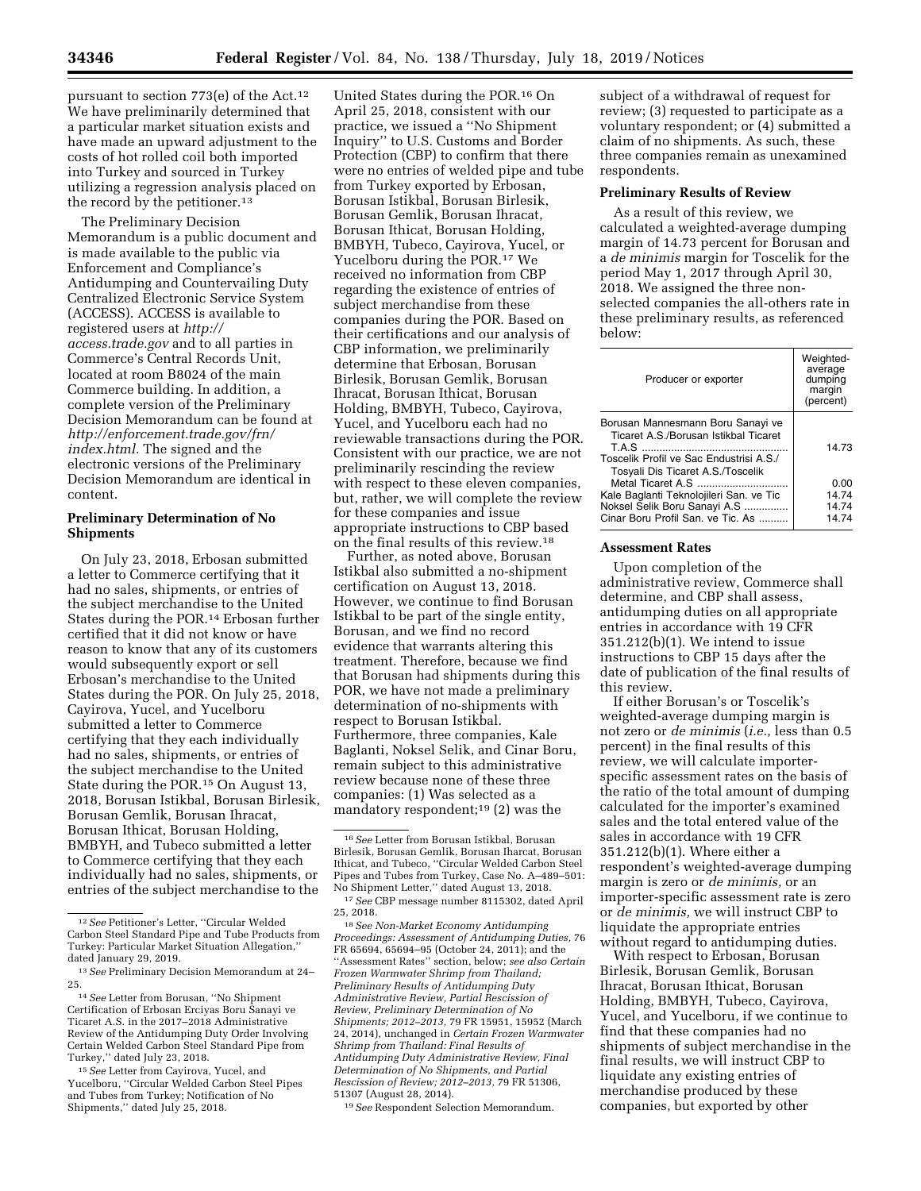pursuant to section 773(e) of the Act.[12] We have preliminarily determined that a particular market situation exists and have made an upward adjustment to the costs of hot rolled coil both imported into Turkey and sourced in Turkey utilizing a regression analysis placed on the record by the petitioner.[13]

The Preliminary Decision Memorandum is a public document and is made available to the public via Enforcement and Compliance's Antidumping and Countervailing Duty Centralized Electronic Service System (ACCESS). ACCESS is available to registered users at *http://access.trade.gov* and to all parties in Commerce's Central Records Unit, located at room B8024 of the main Commerce building. In addition, a complete version of the Preliminary Decision Memorandum can be found at *http://enforcement.trade.gov/frn/index.html*. The signed and the electronic versions of the Preliminary Decision Memorandum are identical in content.

## Preliminary Determination of No Shipments

On July 23, 2018, Erbosan submitted a letter to Commerce certifying that it had no sales, shipments, or entries of the subject merchandise to the United States during the POR.[14] Erbosan further certified that it did not know or have reason to know that any of its customers would subsequently export or sell Erbosan's merchandise to the United States during the POR. On July 25, 2018, Cayirova, Yucel, and Yucelboru submitted a letter to Commerce certifying that they each individually had no sales, shipments, or entries of the subject merchandise to the United State during the POR.[15] On August 13, 2018, Borusan Istikbal, Borusan Birlesik, Borusan Gemlik, Borusan Ihracat, Borusan Ithicat, Borusan Holding, BMBYH, and Tubeco submitted a letter to Commerce certifying that they each individually had no sales, shipments, or entries of the subject merchandise to the United States during the POR.[16] On April 25, 2018, consistent with our practice, we issued a "No Shipment Inquiry" to U.S. Customs and Border Protection (CBP) to confirm that there were no entries of welded pipe and tube from Turkey exported by Erbosan, Borusan Istikbal, Borusan Birlesik, Borusan Gemlik, Borusan Ihracat, Borusan Ithicat, Borusan Holding, BMBYH, Tubeco, Cayirova, Yucel, or Yucelboru during the POR.[17] We received no information from CBP regarding the existence of entries of subject merchandise from these companies during the POR. Based on their certifications and our analysis of CBP information, we preliminarily determine that Erbosan, Borusan Birlesik, Borusan Gemlik, Borusan Ihracat, Borusan Ithicat, Borusan Holding, BMBYH, Tubeco, Cayirova, Yucel, and Yucelboru each had no reviewable transactions during the POR. Consistent with our practice, we are not preliminarily rescinding the review with respect to these eleven companies, but, rather, we will complete the review for these companies and issue appropriate instructions to CBP based on the final results of this review.[18]

Further, as noted above, Borusan Istikbal also submitted a no-shipment certification on August 13, 2018. However, we continue to find Borusan Istikbal to be part of the single entity, Borusan, and we find no record evidence that warrants altering this treatment. Therefore, because we find that Borusan had shipments during this POR, we have not made a preliminary determination of no-shipments with respect to Borusan Istikbal. Furthermore, three companies, Kale Baglanti, Noksel Selik, and Cinar Boru, remain subject to this administrative review because none of these three companies: (1) Was selected as a mandatory respondent;[19] (2) was the subject of a withdrawal of request for review; (3) requested to participate as a voluntary respondent; or (4) submitted a claim of no shipments. As such, these three companies remain as unexamined respondents.

## Preliminary Results of Review

As a result of this review, we calculated a weighted-average dumping margin of 14.73 percent for Borusan and a *de minimis* margin for Toscelik for the period May 1, 2017 through April 30, 2018. We assigned the three non-selected companies the all-others rate in these preliminary results, as referenced below:

| Producer or exporter | Weighted-average dumping margin (percent) |
| --- | --- |
| Borusan Mannesmann Boru Sanayi ve Ticaret A.S./Borusan Istikbal Ticaret T.A.S | 14.73 |
| Toscelik Profil ve Sac Endustrisi A.S./Tosyali Dis Ticaret A.S./Toscelik Metal Ticaret A.S | 0.00 |
| Kale Baglanti Teknolojileri San. ve Tic | 14.74 |
| Noksel Selik Boru Sanayi A.S | 14.74 |
| Cinar Boru Profil San. ve Tic. As | 14.74 |

## Assessment Rates

Upon completion of the administrative review, Commerce shall determine, and CBP shall assess, antidumping duties on all appropriate entries in accordance with 19 CFR 351.212(b)(1). We intend to issue instructions to CBP 15 days after the date of publication of the final results of this review.

If either Borusan's or Toscelik's weighted-average dumping margin is not zero or *de minimis* (*i.e.,* less than 0.5 percent) in the final results of this review, we will calculate importer-specific assessment rates on the basis of the ratio of the total amount of dumping calculated for the importer's examined sales and the total entered value of the sales in accordance with 19 CFR 351.212(b)(1). Where either a respondent's weighted-average dumping margin is zero or *de minimis,* or an importer-specific assessment rate is zero or *de minimis,* we will instruct CBP to liquidate the appropriate entries without regard to antidumping duties.

With respect to Erbosan, Borusan Birlesik, Borusan Gemlik, Borusan Ihracat, Borusan Ithicat, Borusan Holding, BMBYH, Tubeco, Cayirova, Yucel, and Yucelboru, if we continue to find that these companies had no shipments of subject merchandise in the final results, we will instruct CBP to liquidate any existing entries of merchandise produced by these companies, but exported by other

---

[12] *See* Petitioner's Letter, "Circular Welded Carbon Steel Standard Pipe and Tube Products from Turkey: Particular Market Situation Allegation," dated January 29, 2019.

[13] *See* Preliminary Decision Memorandum at 24–25.

[14] *See* Letter from Borusan, "No Shipment Certification of Erbosan Erciyas Boru Sanayi ve Ticaret A.S. in the 2017–2018 Administrative Review of the Antidumping Duty Order Involving Certain Welded Carbon Steel Standard Pipe from Turkey," dated July 23, 2018.

[15] *See* Letter from Cayirova, Yucel, and Yucelboru, "Circular Welded Carbon Steel Pipes and Tubes from Turkey; Notification of No Shipments," dated July 25, 2018.

[16] *See* Letter from Borusan Istikbal, Borusan Birlesik, Borusan Gemlik, Borusan Iharcat, Borusan Ithicat, and Tubeco, "Circular Welded Carbon Steel Pipes and Tubes from Turkey, Case No. A–489–501: No Shipment Letter," dated August 13, 2018.

[17] *See* CBP message number 8115302, dated April 25, 2018.

[18] *See Non-Market Economy Antidumping Proceedings: Assessment of Antidumping Duties,* 76 FR 65694, 65694–95 (October 24, 2011); and the "Assessment Rates" section, below; *see also Certain Frozen Warmwater Shrimp from Thailand; Preliminary Results of Antidumping Duty Administrative Review, Partial Rescission of Review, Preliminary Determination of No Shipments; 2012–2013,* 79 FR 15951, 15952 (March 24, 2014), unchanged in *Certain Frozen Warmwater Shrimp from Thailand: Final Results of Antidumping Duty Administrative Review, Final Determination of No Shipments, and Partial Rescission of Review; 2012–2013,* 79 FR 51306, 51307 (August 28, 2014).

[19] *See* Respondent Selection Memorandum.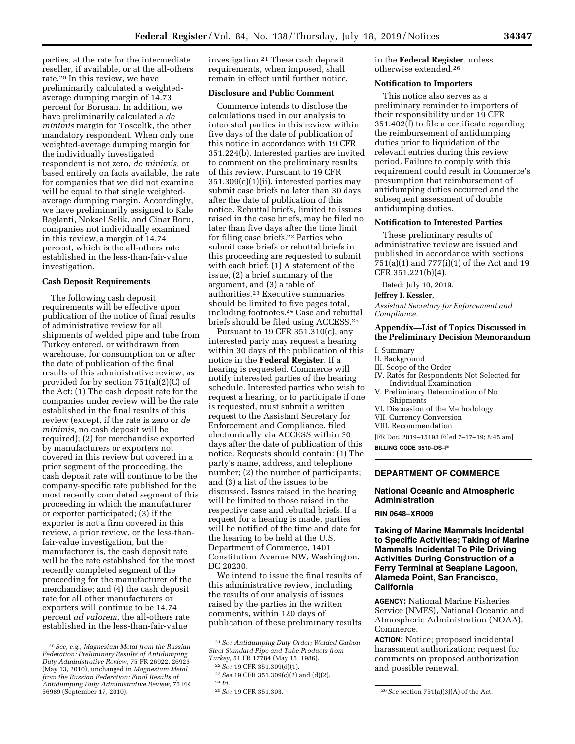parties, at the rate for the intermediate reseller, if available, or at the all-others rate.[20] In this review, we have preliminarily calculated a weighted-average dumping margin of 14.73 percent for Borusan. In addition, we have preliminarily calculated a *de minimis* margin for Toscelik, the other mandatory respondent. When only one weighted-average dumping margin for the individually investigated respondent is not zero, *de minimis,* or based entirely on facts available, the rate for companies that we did not examine will be equal to that single weighted-average dumping margin. Accordingly, we have preliminarily assigned to Kale Baglanti, Noksel Selik, and Cinar Boru, companies not individually examined in this review, a margin of 14.74 percent, which is the all-others rate established in the less-than-fair-value investigation.

### Cash Deposit Requirements

The following cash deposit requirements will be effective upon publication of the notice of final results of administrative review for all shipments of welded pipe and tube from Turkey entered, or withdrawn from warehouse, for consumption on or after the date of publication of the final results of this administrative review, as provided for by section 751(a)(2)(C) of the Act: (1) The cash deposit rate for the companies under review will be the rate established in the final results of this review (except, if the rate is zero or *de minimis,* no cash deposit will be required); (2) for merchandise exported by manufacturers or exporters not covered in this review but covered in a prior segment of the proceeding, the cash deposit rate will continue to be the company-specific rate published for the most recently completed segment of this proceeding in which the manufacturer or exporter participated; (3) if the exporter is not a firm covered in this review, a prior review, or the less-than-fair-value investigation, but the manufacturer is, the cash deposit rate will be the rate established for the most recently completed segment of the proceeding for the manufacturer of the merchandise; and (4) the cash deposit rate for all other manufacturers or exporters will continue to be 14.74 percent *ad valorem,* the all-others rate established in the less-than-fair-value investigation.[21] These cash deposit requirements, when imposed, shall remain in effect until further notice.

### Disclosure and Public Comment

Commerce intends to disclose the calculations used in our analysis to interested parties in this review within five days of the date of publication of this notice in accordance with 19 CFR 351.224(b). Interested parties are invited to comment on the preliminary results of this review. Pursuant to 19 CFR 351.309(c)(1)(ii), interested parties may submit case briefs no later than 30 days after the date of publication of this notice. Rebuttal briefs, limited to issues raised in the case briefs, may be filed no later than five days after the time limit for filing case briefs.[22] Parties who submit case briefs or rebuttal briefs in this proceeding are requested to submit with each brief: (1) A statement of the issue, (2) a brief summary of the argument, and (3) a table of authorities.[23] Executive summaries should be limited to five pages total, including footnotes.[24] Case and rebuttal briefs should be filed using ACCESS.[25]

Pursuant to 19 CFR 351.310(c), any interested party may request a hearing within 30 days of the publication of this notice in the **Federal Register**. If a hearing is requested, Commerce will notify interested parties of the hearing schedule. Interested parties who wish to request a hearing, or to participate if one is requested, must submit a written request to the Assistant Secretary for Enforcement and Compliance, filed electronically via ACCESS within 30 days after the date of publication of this notice. Requests should contain: (1) The party's name, address, and telephone number; (2) the number of participants; and (3) a list of the issues to be discussed. Issues raised in the hearing will be limited to those raised in the respective case and rebuttal briefs. If a request for a hearing is made, parties will be notified of the time and date for the hearing to be held at the U.S. Department of Commerce, 1401 Constitution Avenue NW, Washington, DC 20230.

We intend to issue the final results of this administrative review, including the results of our analysis of issues raised by the parties in the written comments, within 120 days of publication of these preliminary results in the **Federal Register**, unless otherwise extended.[26]

### Notification to Importers

This notice also serves as a preliminary reminder to importers of their responsibility under 19 CFR 351.402(f) to file a certificate regarding the reimbursement of antidumping duties prior to liquidation of the relevant entries during this review period. Failure to comply with this requirement could result in Commerce's presumption that reimbursement of antidumping duties occurred and the subsequent assessment of double antidumping duties.

### Notification to Interested Parties

These preliminary results of administrative review are issued and published in accordance with sections 751(a)(1) and 777(i)(1) of the Act and 19 CFR 351.221(b)(4).

Dated: July 10, 2019.

**Jeffrey I. Kessler,**

*Assistant Secretary for Enforcement and Compliance.*

### Appendix—List of Topics Discussed in the Preliminary Decision Memorandum

I. Summary
II. Background
III. Scope of the Order
IV. Rates for Respondents Not Selected for Individual Examination
V. Preliminary Determination of No Shipments
VI. Discussion of the Methodology
VII. Currency Conversion
VIII. Recommendation

[FR Doc. 2019–15193 Filed 7–17–19; 8:45 am]

**BILLING CODE 3510–DS–P**

---

## DEPARTMENT OF COMMERCE

### National Oceanic and Atmospheric Administration

**RIN 0648–XR009**

### Taking of Marine Mammals Incidental to Specific Activities; Taking of Marine Mammals Incidental To Pile Driving Activities During Construction of a Ferry Terminal at Seaplane Lagoon, Alameda Point, San Francisco, California

**AGENCY:** National Marine Fisheries Service (NMFS), National Oceanic and Atmospheric Administration (NOAA), Commerce.

**ACTION:** Notice; proposed incidental harassment authorization; request for comments on proposed authorization and possible renewal.

---

[20] *See, e.g., Magnesium Metal from the Russian Federation: Preliminary Results of Antidumping Duty Administrative Review,* 75 FR 26922, 26923 (May 13, 2010), unchanged in *Magnesium Metal from the Russian Federation: Final Results of Antidumping Duty Administrative Review,* 75 FR 56989 (September 17, 2010).

[21] *See Antidumping Duty Order; Welded Carbon Steel Standard Pipe and Tube Products from Turkey,* 51 FR 17784 (May 15, 1986).

[22] *See* 19 CFR 351.309(d)(1).

[23] *See* 19 CFR 351.309(c)(2) and (d)(2).

[24] *Id.*

[25] *See* 19 CFR 351.303.

[26] *See* section 751(a)(3)(A) of the Act.